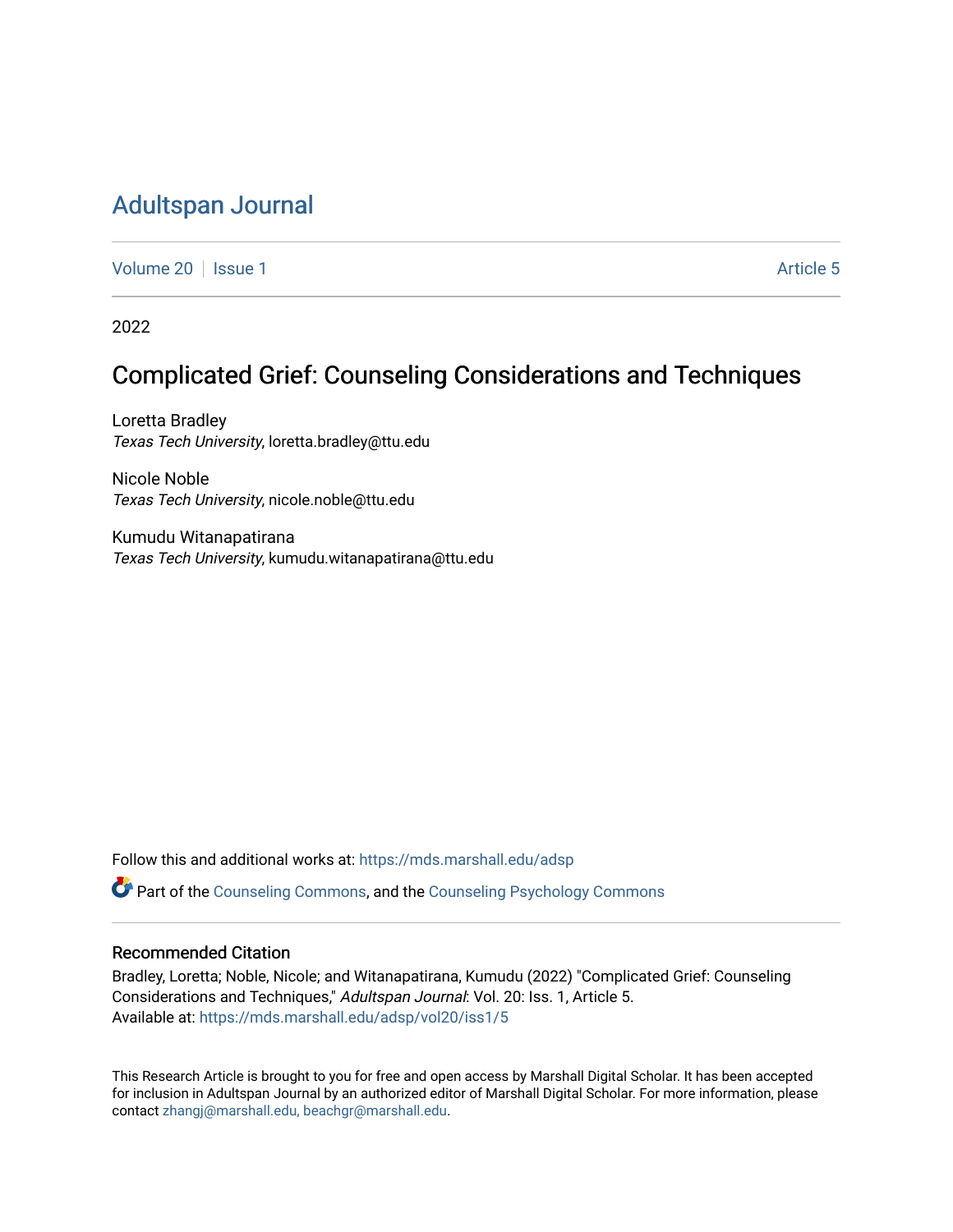# Adultspan Journal

Volume 20 | Issue 1 | Article 5

2022

## Complicated Grief: Counseling Considerations and Techniques

Loretta Bradley
*Texas Tech University*, loretta.bradley@ttu.edu

Nicole Noble
*Texas Tech University*, nicole.noble@ttu.edu

Kumudu Witanapatirana
*Texas Tech University*, kumudu.witanapatirana@ttu.edu

Follow this and additional works at: https://mds.marshall.edu/adsp

Part of the Counseling Commons, and the Counseling Psychology Commons

### Recommended Citation

Bradley, Loretta; Noble, Nicole; and Witanapatirana, Kumudu (2022) "Complicated Grief: Counseling Considerations and Techniques," *Adultspan Journal*: Vol. 20: Iss. 1, Article 5.
Available at: https://mds.marshall.edu/adsp/vol20/iss1/5

This Research Article is brought to you for free and open access by Marshall Digital Scholar. It has been accepted for inclusion in Adultspan Journal by an authorized editor of Marshall Digital Scholar. For more information, please contact zhangj@marshall.edu, beachgr@marshall.edu.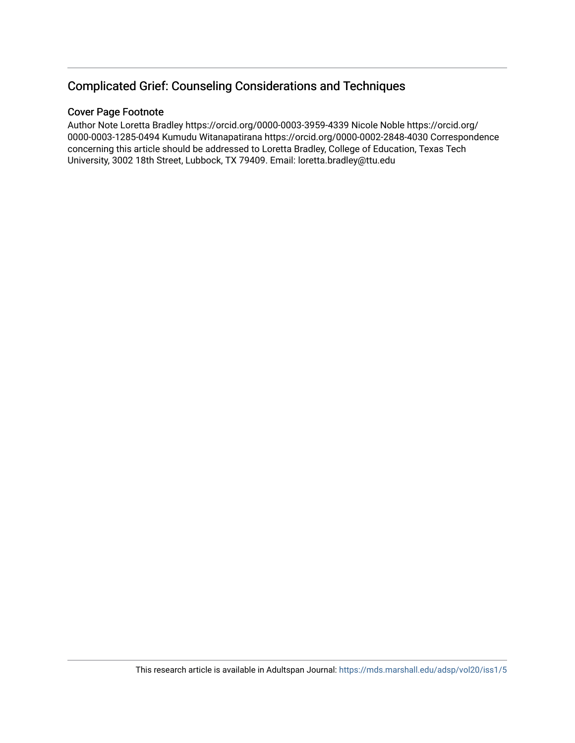## Complicated Grief: Counseling Considerations and Techniques

### Cover Page Footnote

Author Note Loretta Bradley https://orcid.org/0000-0003-3959-4339 Nicole Noble https://orcid.org/0000-0003-1285-0494 Kumudu Witanapatirana https://orcid.org/0000-0002-2848-4030 Correspondence concerning this article should be addressed to Loretta Bradley, College of Education, Texas Tech University, 3002 18th Street, Lubbock, TX 79409. Email: loretta.bradley@ttu.edu

This research article is available in Adultspan Journal: https://mds.marshall.edu/adsp/vol20/iss1/5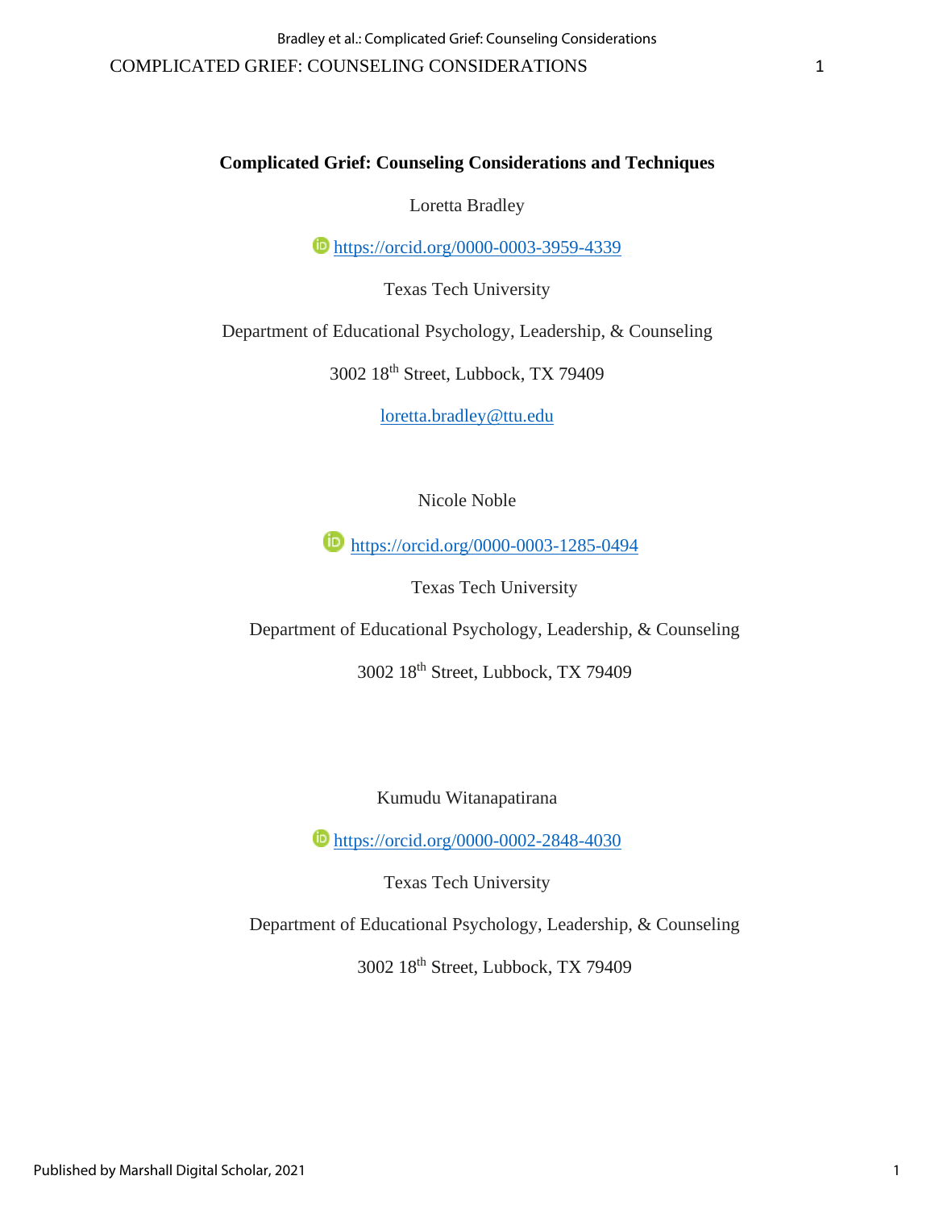# Complicated Grief: Counseling Considerations and Techniques

Loretta Bradley

https://orcid.org/0000-0003-3959-4339

Texas Tech University

Department of Educational Psychology, Leadership, & Counseling

3002 18th Street, Lubbock, TX 79409

loretta.bradley@ttu.edu

Nicole Noble

https://orcid.org/0000-0003-1285-0494

Texas Tech University

Department of Educational Psychology, Leadership, & Counseling

3002 18th Street, Lubbock, TX 79409

Kumudu Witanapatirana

https://orcid.org/0000-0002-2848-4030

Texas Tech University

Department of Educational Psychology, Leadership, & Counseling

3002 18th Street, Lubbock, TX 79409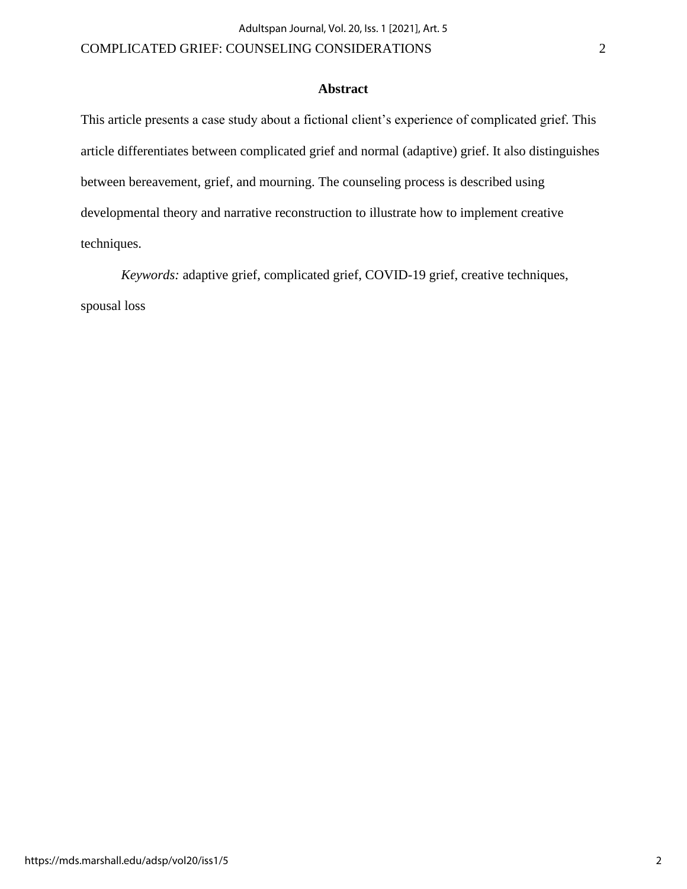## Abstract

This article presents a case study about a fictional client's experience of complicated grief. This article differentiates between complicated grief and normal (adaptive) grief. It also distinguishes between bereavement, grief, and mourning. The counseling process is described using developmental theory and narrative reconstruction to illustrate how to implement creative techniques.

*Keywords:* adaptive grief, complicated grief, COVID-19 grief, creative techniques, spousal loss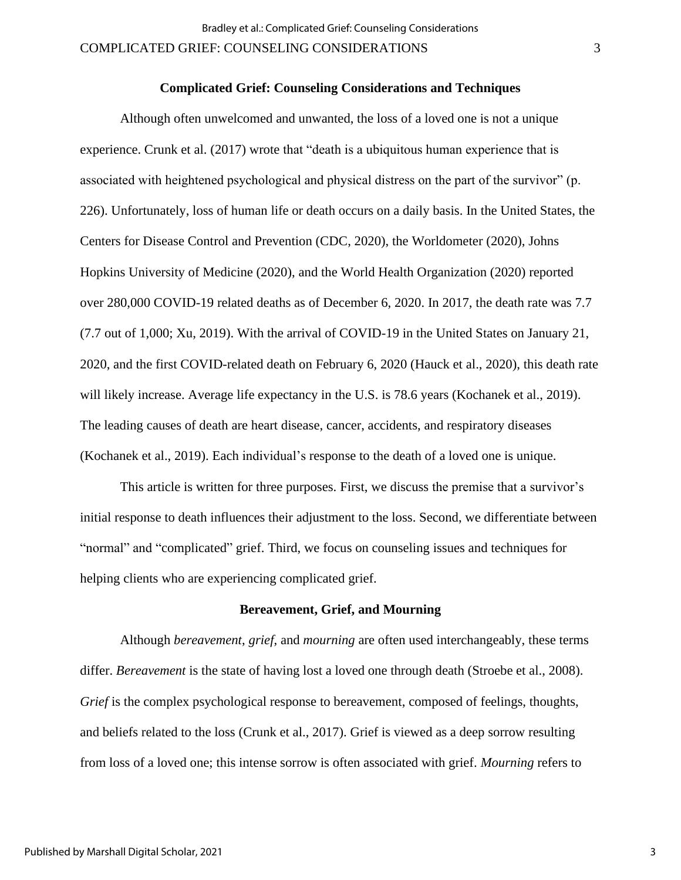## Complicated Grief: Counseling Considerations and Techniques

Although often unwelcomed and unwanted, the loss of a loved one is not a unique experience. Crunk et al. (2017) wrote that "death is a ubiquitous human experience that is associated with heightened psychological and physical distress on the part of the survivor" (p. 226). Unfortunately, loss of human life or death occurs on a daily basis. In the United States, the Centers for Disease Control and Prevention (CDC, 2020), the Worldometer (2020), Johns Hopkins University of Medicine (2020), and the World Health Organization (2020) reported over 280,000 COVID-19 related deaths as of December 6, 2020. In 2017, the death rate was 7.7 (7.7 out of 1,000; Xu, 2019). With the arrival of COVID-19 in the United States on January 21, 2020, and the first COVID-related death on February 6, 2020 (Hauck et al., 2020), this death rate will likely increase. Average life expectancy in the U.S. is 78.6 years (Kochanek et al., 2019). The leading causes of death are heart disease, cancer, accidents, and respiratory diseases (Kochanek et al., 2019). Each individual's response to the death of a loved one is unique.

This article is written for three purposes. First, we discuss the premise that a survivor's initial response to death influences their adjustment to the loss. Second, we differentiate between "normal" and "complicated" grief. Third, we focus on counseling issues and techniques for helping clients who are experiencing complicated grief.

## Bereavement, Grief, and Mourning

Although *bereavement*, *grief*, and *mourning* are often used interchangeably, these terms differ. *Bereavement* is the state of having lost a loved one through death (Stroebe et al., 2008). *Grief* is the complex psychological response to bereavement, composed of feelings, thoughts, and beliefs related to the loss (Crunk et al., 2017). Grief is viewed as a deep sorrow resulting from loss of a loved one; this intense sorrow is often associated with grief. *Mourning* refers to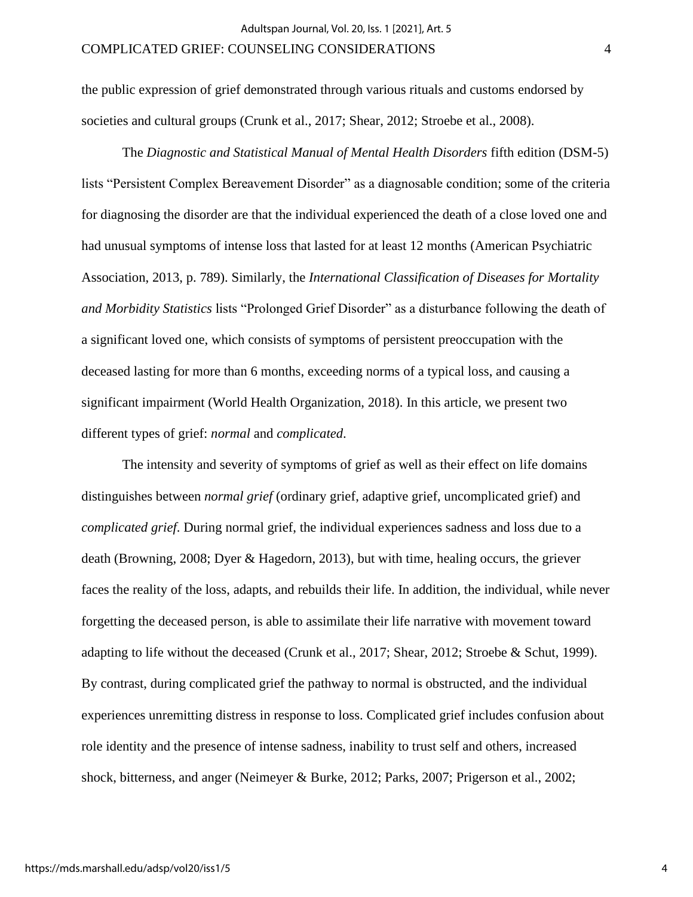the public expression of grief demonstrated through various rituals and customs endorsed by societies and cultural groups (Crunk et al., 2017; Shear, 2012; Stroebe et al., 2008).

The *Diagnostic and Statistical Manual of Mental Health Disorders* fifth edition (DSM-5) lists "Persistent Complex Bereavement Disorder" as a diagnosable condition; some of the criteria for diagnosing the disorder are that the individual experienced the death of a close loved one and had unusual symptoms of intense loss that lasted for at least 12 months (American Psychiatric Association, 2013, p. 789). Similarly, the *International Classification of Diseases for Mortality and Morbidity Statistics* lists "Prolonged Grief Disorder" as a disturbance following the death of a significant loved one, which consists of symptoms of persistent preoccupation with the deceased lasting for more than 6 months, exceeding norms of a typical loss, and causing a significant impairment (World Health Organization, 2018). In this article, we present two different types of grief: *normal* and *complicated*.

The intensity and severity of symptoms of grief as well as their effect on life domains distinguishes between *normal grief* (ordinary grief, adaptive grief, uncomplicated grief) and *complicated grief*. During normal grief, the individual experiences sadness and loss due to a death (Browning, 2008; Dyer & Hagedorn, 2013), but with time, healing occurs, the griever faces the reality of the loss, adapts, and rebuilds their life. In addition, the individual, while never forgetting the deceased person, is able to assimilate their life narrative with movement toward adapting to life without the deceased (Crunk et al., 2017; Shear, 2012; Stroebe & Schut, 1999). By contrast, during complicated grief the pathway to normal is obstructed, and the individual experiences unremitting distress in response to loss. Complicated grief includes confusion about role identity and the presence of intense sadness, inability to trust self and others, increased shock, bitterness, and anger (Neimeyer & Burke, 2012; Parks, 2007; Prigerson et al., 2002;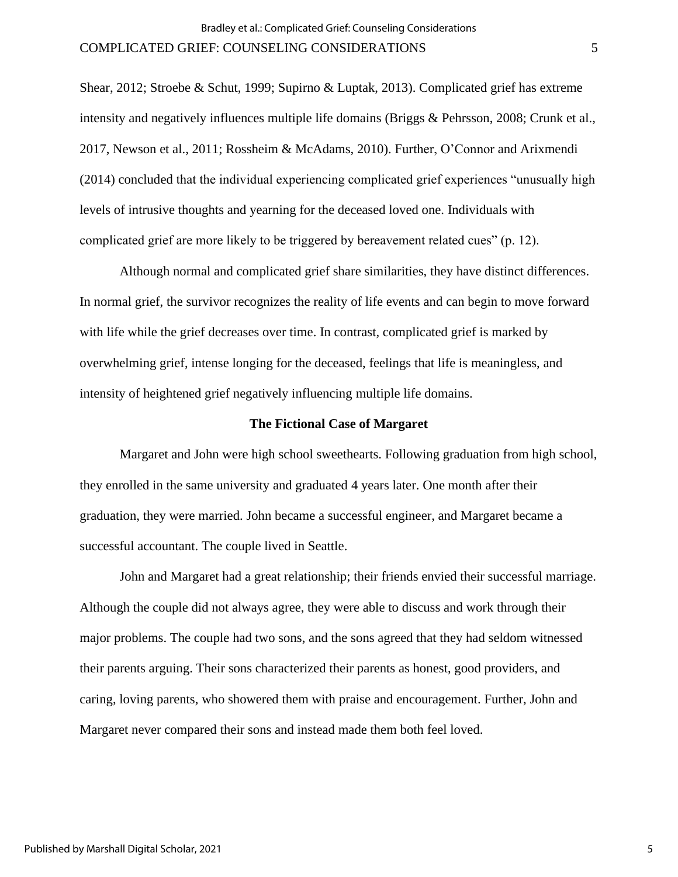Shear, 2012; Stroebe & Schut, 1999; Supirno & Luptak, 2013). Complicated grief has extreme intensity and negatively influences multiple life domains (Briggs & Pehrsson, 2008; Crunk et al., 2017, Newson et al., 2011; Rossheim & McAdams, 2010). Further, O'Connor and Arixmendi (2014) concluded that the individual experiencing complicated grief experiences "unusually high levels of intrusive thoughts and yearning for the deceased loved one. Individuals with complicated grief are more likely to be triggered by bereavement related cues" (p. 12).

Although normal and complicated grief share similarities, they have distinct differences. In normal grief, the survivor recognizes the reality of life events and can begin to move forward with life while the grief decreases over time. In contrast, complicated grief is marked by overwhelming grief, intense longing for the deceased, feelings that life is meaningless, and intensity of heightened grief negatively influencing multiple life domains.

## The Fictional Case of Margaret

Margaret and John were high school sweethearts. Following graduation from high school, they enrolled in the same university and graduated 4 years later. One month after their graduation, they were married. John became a successful engineer, and Margaret became a successful accountant. The couple lived in Seattle.

John and Margaret had a great relationship; their friends envied their successful marriage. Although the couple did not always agree, they were able to discuss and work through their major problems. The couple had two sons, and the sons agreed that they had seldom witnessed their parents arguing. Their sons characterized their parents as honest, good providers, and caring, loving parents, who showered them with praise and encouragement. Further, John and Margaret never compared their sons and instead made them both feel loved.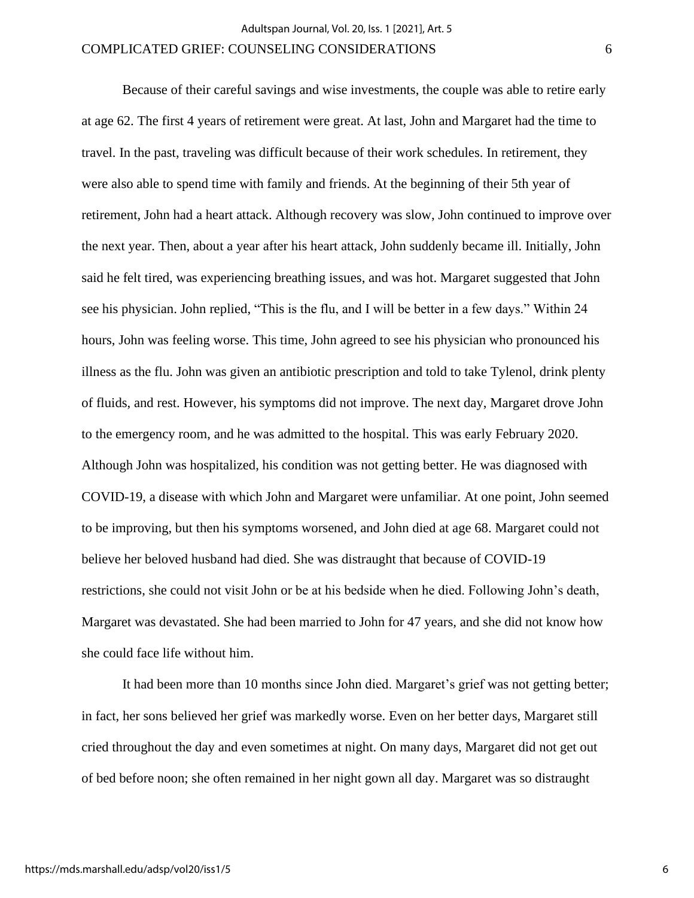Because of their careful savings and wise investments, the couple was able to retire early at age 62. The first 4 years of retirement were great. At last, John and Margaret had the time to travel. In the past, traveling was difficult because of their work schedules. In retirement, they were also able to spend time with family and friends. At the beginning of their 5th year of retirement, John had a heart attack. Although recovery was slow, John continued to improve over the next year. Then, about a year after his heart attack, John suddenly became ill. Initially, John said he felt tired, was experiencing breathing issues, and was hot. Margaret suggested that John see his physician. John replied, "This is the flu, and I will be better in a few days." Within 24 hours, John was feeling worse. This time, John agreed to see his physician who pronounced his illness as the flu. John was given an antibiotic prescription and told to take Tylenol, drink plenty of fluids, and rest. However, his symptoms did not improve. The next day, Margaret drove John to the emergency room, and he was admitted to the hospital. This was early February 2020. Although John was hospitalized, his condition was not getting better. He was diagnosed with COVID-19, a disease with which John and Margaret were unfamiliar. At one point, John seemed to be improving, but then his symptoms worsened, and John died at age 68. Margaret could not believe her beloved husband had died. She was distraught that because of COVID-19 restrictions, she could not visit John or be at his bedside when he died. Following John's death, Margaret was devastated. She had been married to John for 47 years, and she did not know how she could face life without him.

It had been more than 10 months since John died. Margaret's grief was not getting better; in fact, her sons believed her grief was markedly worse. Even on her better days, Margaret still cried throughout the day and even sometimes at night. On many days, Margaret did not get out of bed before noon; she often remained in her night gown all day. Margaret was so distraught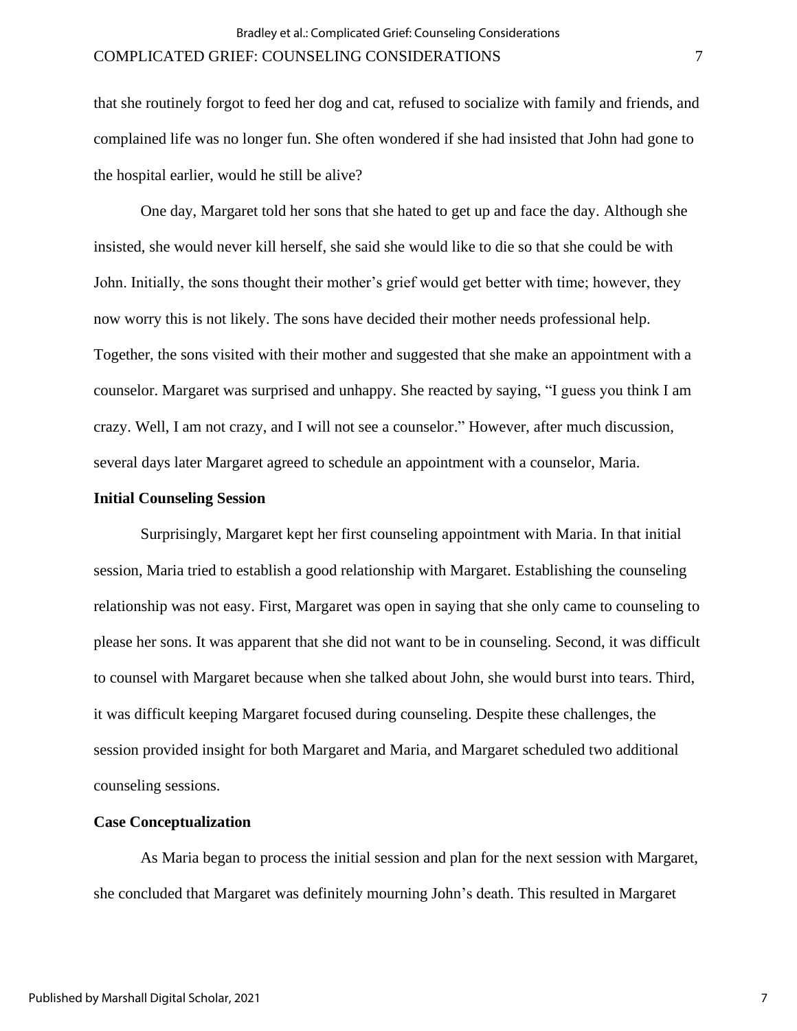that she routinely forgot to feed her dog and cat, refused to socialize with family and friends, and complained life was no longer fun. She often wondered if she had insisted that John had gone to the hospital earlier, would he still be alive?

One day, Margaret told her sons that she hated to get up and face the day. Although she insisted, she would never kill herself, she said she would like to die so that she could be with John. Initially, the sons thought their mother's grief would get better with time; however, they now worry this is not likely. The sons have decided their mother needs professional help. Together, the sons visited with their mother and suggested that she make an appointment with a counselor. Margaret was surprised and unhappy. She reacted by saying, "I guess you think I am crazy. Well, I am not crazy, and I will not see a counselor." However, after much discussion, several days later Margaret agreed to schedule an appointment with a counselor, Maria.

### Initial Counseling Session

Surprisingly, Margaret kept her first counseling appointment with Maria. In that initial session, Maria tried to establish a good relationship with Margaret. Establishing the counseling relationship was not easy. First, Margaret was open in saying that she only came to counseling to please her sons. It was apparent that she did not want to be in counseling. Second, it was difficult to counsel with Margaret because when she talked about John, she would burst into tears. Third, it was difficult keeping Margaret focused during counseling. Despite these challenges, the session provided insight for both Margaret and Maria, and Margaret scheduled two additional counseling sessions.

### Case Conceptualization

As Maria began to process the initial session and plan for the next session with Margaret, she concluded that Margaret was definitely mourning John's death. This resulted in Margaret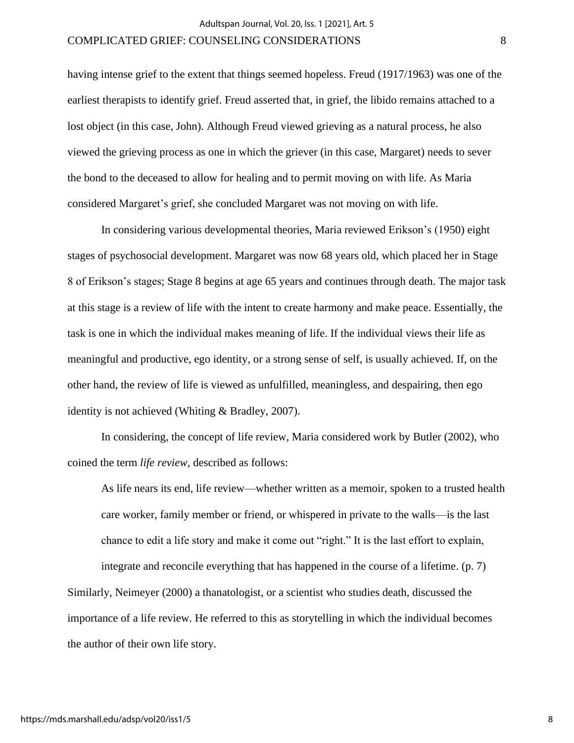having intense grief to the extent that things seemed hopeless. Freud (1917/1963) was one of the earliest therapists to identify grief. Freud asserted that, in grief, the libido remains attached to a lost object (in this case, John). Although Freud viewed grieving as a natural process, he also viewed the grieving process as one in which the griever (in this case, Margaret) needs to sever the bond to the deceased to allow for healing and to permit moving on with life. As Maria considered Margaret's grief, she concluded Margaret was not moving on with life.

In considering various developmental theories, Maria reviewed Erikson's (1950) eight stages of psychosocial development. Margaret was now 68 years old, which placed her in Stage 8 of Erikson's stages; Stage 8 begins at age 65 years and continues through death. The major task at this stage is a review of life with the intent to create harmony and make peace. Essentially, the task is one in which the individual makes meaning of life. If the individual views their life as meaningful and productive, ego identity, or a strong sense of self, is usually achieved. If, on the other hand, the review of life is viewed as unfulfilled, meaningless, and despairing, then ego identity is not achieved (Whiting & Bradley, 2007).

In considering, the concept of life review, Maria considered work by Butler (2002), who coined the term *life review*, described as follows:

> As life nears its end, life review—whether written as a memoir, spoken to a trusted health care worker, family member or friend, or whispered in private to the walls—is the last chance to edit a life story and make it come out "right." It is the last effort to explain, integrate and reconcile everything that has happened in the course of a lifetime. (p. 7)

Similarly, Neimeyer (2000) a thanatologist, or a scientist who studies death, discussed the importance of a life review. He referred to this as storytelling in which the individual becomes the author of their own life story.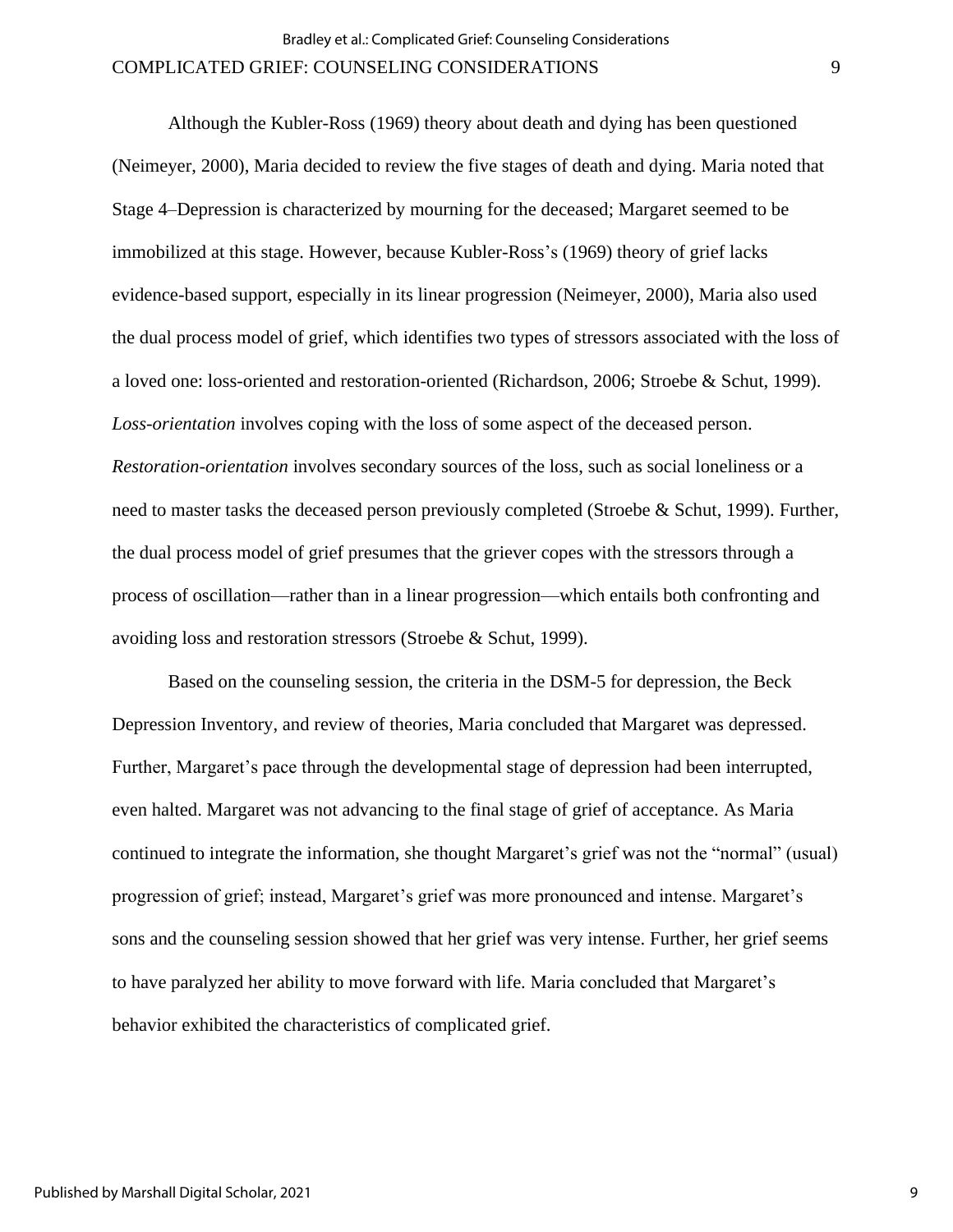Although the Kubler-Ross (1969) theory about death and dying has been questioned (Neimeyer, 2000), Maria decided to review the five stages of death and dying. Maria noted that Stage 4–Depression is characterized by mourning for the deceased; Margaret seemed to be immobilized at this stage. However, because Kubler-Ross's (1969) theory of grief lacks evidence-based support, especially in its linear progression (Neimeyer, 2000), Maria also used the dual process model of grief, which identifies two types of stressors associated with the loss of a loved one: loss-oriented and restoration-oriented (Richardson, 2006; Stroebe & Schut, 1999). *Loss-orientation* involves coping with the loss of some aspect of the deceased person. *Restoration-orientation* involves secondary sources of the loss, such as social loneliness or a need to master tasks the deceased person previously completed (Stroebe & Schut, 1999). Further, the dual process model of grief presumes that the griever copes with the stressors through a process of oscillation—rather than in a linear progression—which entails both confronting and avoiding loss and restoration stressors (Stroebe & Schut, 1999).

Based on the counseling session, the criteria in the DSM-5 for depression, the Beck Depression Inventory, and review of theories, Maria concluded that Margaret was depressed. Further, Margaret's pace through the developmental stage of depression had been interrupted, even halted. Margaret was not advancing to the final stage of grief of acceptance. As Maria continued to integrate the information, she thought Margaret's grief was not the "normal" (usual) progression of grief; instead, Margaret's grief was more pronounced and intense. Margaret's sons and the counseling session showed that her grief was very intense. Further, her grief seems to have paralyzed her ability to move forward with life. Maria concluded that Margaret's behavior exhibited the characteristics of complicated grief.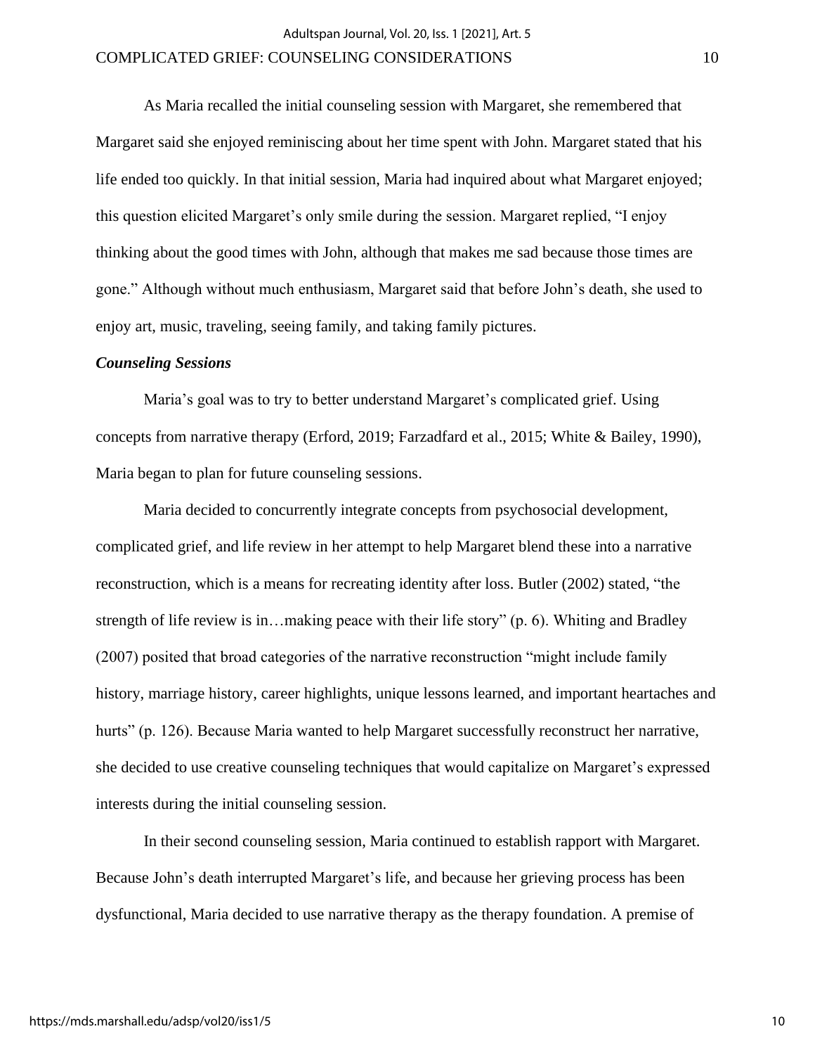As Maria recalled the initial counseling session with Margaret, she remembered that Margaret said she enjoyed reminiscing about her time spent with John. Margaret stated that his life ended too quickly. In that initial session, Maria had inquired about what Margaret enjoyed; this question elicited Margaret's only smile during the session. Margaret replied, "I enjoy thinking about the good times with John, although that makes me sad because those times are gone." Although without much enthusiasm, Margaret said that before John's death, she used to enjoy art, music, traveling, seeing family, and taking family pictures.

### *Counseling Sessions*

Maria's goal was to try to better understand Margaret's complicated grief. Using concepts from narrative therapy (Erford, 2019; Farzadfard et al., 2015; White & Bailey, 1990), Maria began to plan for future counseling sessions.

Maria decided to concurrently integrate concepts from psychosocial development, complicated grief, and life review in her attempt to help Margaret blend these into a narrative reconstruction, which is a means for recreating identity after loss. Butler (2002) stated, "the strength of life review is in…making peace with their life story" (p. 6). Whiting and Bradley (2007) posited that broad categories of the narrative reconstruction "might include family history, marriage history, career highlights, unique lessons learned, and important heartaches and hurts" (p. 126). Because Maria wanted to help Margaret successfully reconstruct her narrative, she decided to use creative counseling techniques that would capitalize on Margaret's expressed interests during the initial counseling session.

In their second counseling session, Maria continued to establish rapport with Margaret. Because John's death interrupted Margaret's life, and because her grieving process has been dysfunctional, Maria decided to use narrative therapy as the therapy foundation. A premise of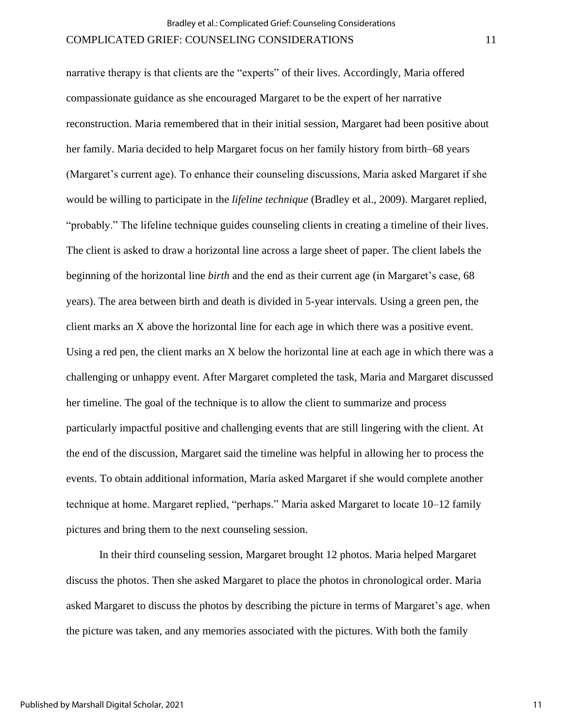narrative therapy is that clients are the "experts" of their lives. Accordingly, Maria offered compassionate guidance as she encouraged Margaret to be the expert of her narrative reconstruction. Maria remembered that in their initial session, Margaret had been positive about her family. Maria decided to help Margaret focus on her family history from birth–68 years (Margaret's current age). To enhance their counseling discussions, Maria asked Margaret if she would be willing to participate in the *lifeline technique* (Bradley et al., 2009). Margaret replied, "probably." The lifeline technique guides counseling clients in creating a timeline of their lives. The client is asked to draw a horizontal line across a large sheet of paper. The client labels the beginning of the horizontal line *birth* and the end as their current age (in Margaret's case, 68 years). The area between birth and death is divided in 5-year intervals. Using a green pen, the client marks an X above the horizontal line for each age in which there was a positive event. Using a red pen, the client marks an X below the horizontal line at each age in which there was a challenging or unhappy event. After Margaret completed the task, Maria and Margaret discussed her timeline. The goal of the technique is to allow the client to summarize and process particularly impactful positive and challenging events that are still lingering with the client. At the end of the discussion, Margaret said the timeline was helpful in allowing her to process the events. To obtain additional information, Maria asked Margaret if she would complete another technique at home. Margaret replied, "perhaps." Maria asked Margaret to locate 10–12 family pictures and bring them to the next counseling session.

In their third counseling session, Margaret brought 12 photos. Maria helped Margaret discuss the photos. Then she asked Margaret to place the photos in chronological order. Maria asked Margaret to discuss the photos by describing the picture in terms of Margaret's age, when the picture was taken, and any memories associated with the pictures. With both the family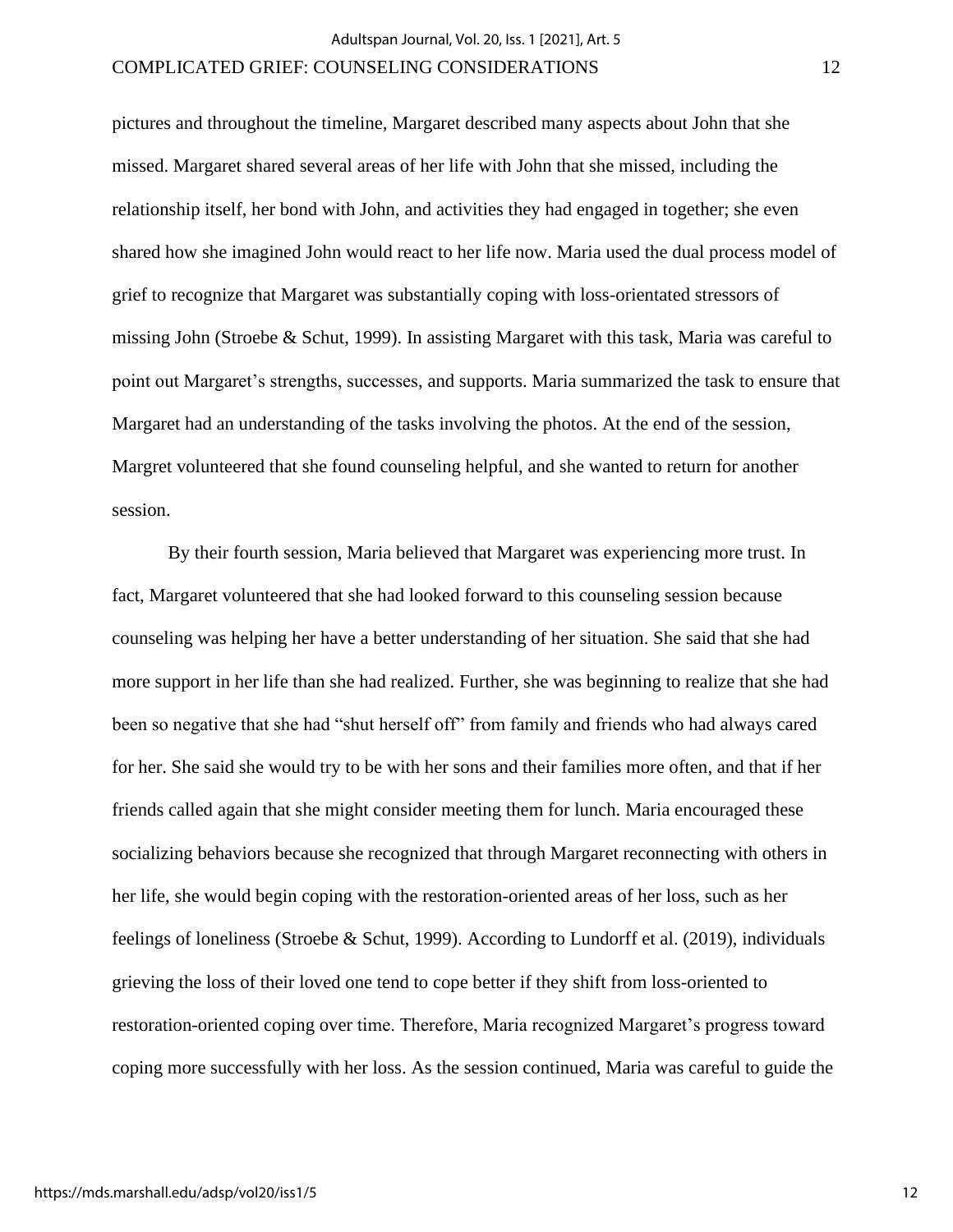pictures and throughout the timeline, Margaret described many aspects about John that she missed. Margaret shared several areas of her life with John that she missed, including the relationship itself, her bond with John, and activities they had engaged in together; she even shared how she imagined John would react to her life now. Maria used the dual process model of grief to recognize that Margaret was substantially coping with loss-orientated stressors of missing John (Stroebe & Schut, 1999). In assisting Margaret with this task, Maria was careful to point out Margaret's strengths, successes, and supports. Maria summarized the task to ensure that Margaret had an understanding of the tasks involving the photos. At the end of the session, Margret volunteered that she found counseling helpful, and she wanted to return for another session.

By their fourth session, Maria believed that Margaret was experiencing more trust. In fact, Margaret volunteered that she had looked forward to this counseling session because counseling was helping her have a better understanding of her situation. She said that she had more support in her life than she had realized. Further, she was beginning to realize that she had been so negative that she had "shut herself off" from family and friends who had always cared for her. She said she would try to be with her sons and their families more often, and that if her friends called again that she might consider meeting them for lunch. Maria encouraged these socializing behaviors because she recognized that through Margaret reconnecting with others in her life, she would begin coping with the restoration-oriented areas of her loss, such as her feelings of loneliness (Stroebe & Schut, 1999). According to Lundorff et al. (2019), individuals grieving the loss of their loved one tend to cope better if they shift from loss-oriented to restoration-oriented coping over time. Therefore, Maria recognized Margaret's progress toward coping more successfully with her loss. As the session continued, Maria was careful to guide the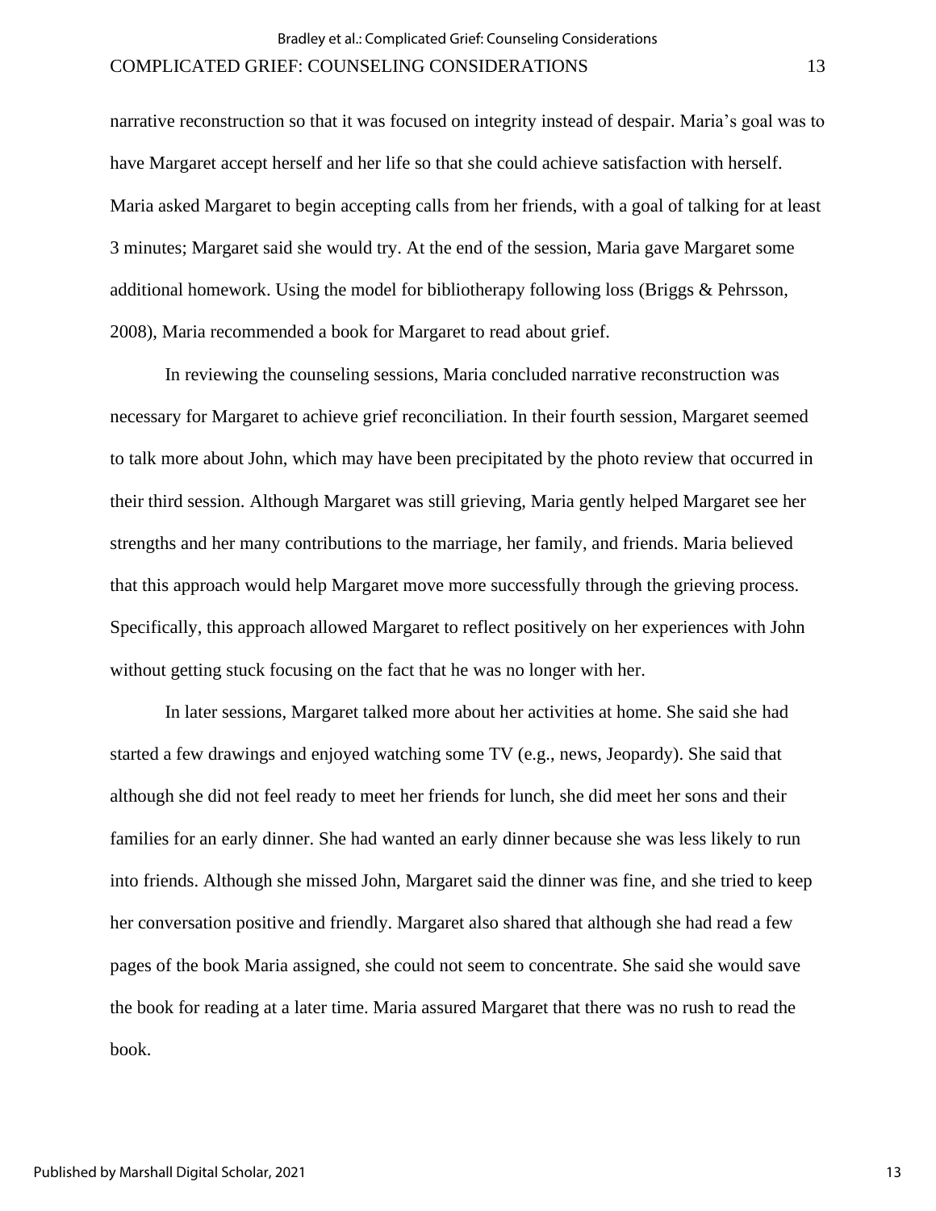narrative reconstruction so that it was focused on integrity instead of despair. Maria's goal was to have Margaret accept herself and her life so that she could achieve satisfaction with herself. Maria asked Margaret to begin accepting calls from her friends, with a goal of talking for at least 3 minutes; Margaret said she would try. At the end of the session, Maria gave Margaret some additional homework. Using the model for bibliotherapy following loss (Briggs & Pehrsson, 2008), Maria recommended a book for Margaret to read about grief.

In reviewing the counseling sessions, Maria concluded narrative reconstruction was necessary for Margaret to achieve grief reconciliation. In their fourth session, Margaret seemed to talk more about John, which may have been precipitated by the photo review that occurred in their third session. Although Margaret was still grieving, Maria gently helped Margaret see her strengths and her many contributions to the marriage, her family, and friends. Maria believed that this approach would help Margaret move more successfully through the grieving process. Specifically, this approach allowed Margaret to reflect positively on her experiences with John without getting stuck focusing on the fact that he was no longer with her.

In later sessions, Margaret talked more about her activities at home. She said she had started a few drawings and enjoyed watching some TV (e.g., news, Jeopardy). She said that although she did not feel ready to meet her friends for lunch, she did meet her sons and their families for an early dinner. She had wanted an early dinner because she was less likely to run into friends. Although she missed John, Margaret said the dinner was fine, and she tried to keep her conversation positive and friendly. Margaret also shared that although she had read a few pages of the book Maria assigned, she could not seem to concentrate. She said she would save the book for reading at a later time. Maria assured Margaret that there was no rush to read the book.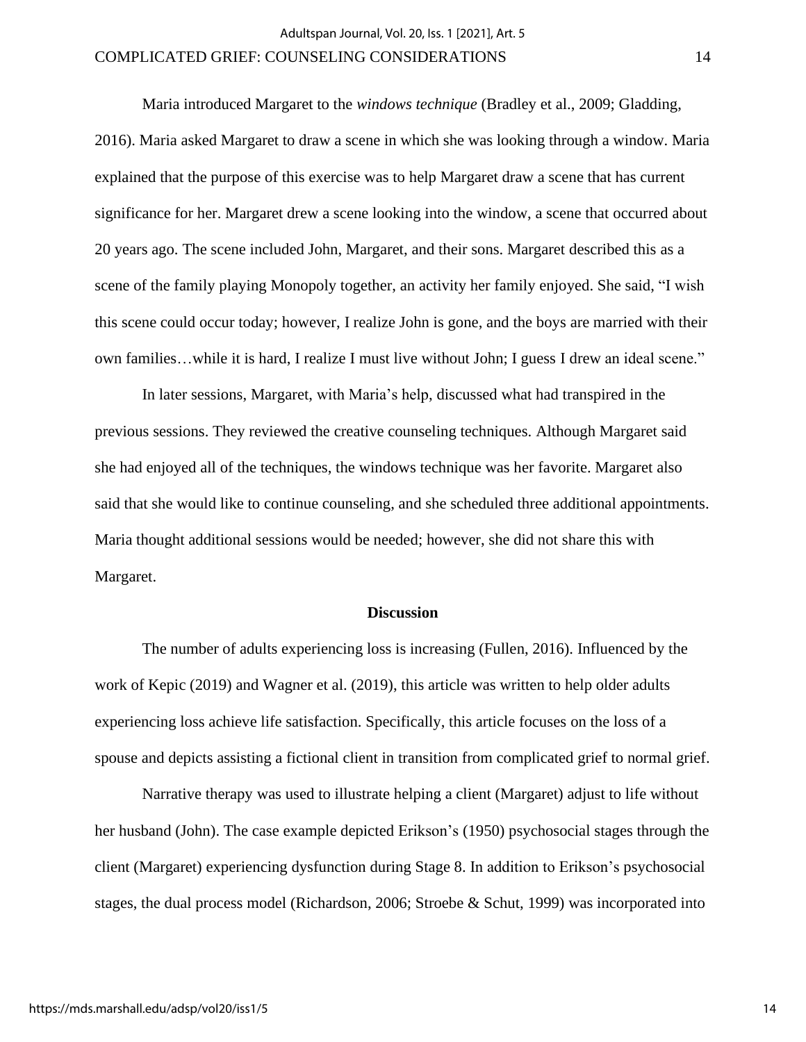Maria introduced Margaret to the *windows technique* (Bradley et al., 2009; Gladding, 2016). Maria asked Margaret to draw a scene in which she was looking through a window. Maria explained that the purpose of this exercise was to help Margaret draw a scene that has current significance for her. Margaret drew a scene looking into the window, a scene that occurred about 20 years ago. The scene included John, Margaret, and their sons. Margaret described this as a scene of the family playing Monopoly together, an activity her family enjoyed. She said, “I wish this scene could occur today; however, I realize John is gone, and the boys are married with their own families…while it is hard, I realize I must live without John; I guess I drew an ideal scene.”

In later sessions, Margaret, with Maria’s help, discussed what had transpired in the previous sessions. They reviewed the creative counseling techniques. Although Margaret said she had enjoyed all of the techniques, the windows technique was her favorite. Margaret also said that she would like to continue counseling, and she scheduled three additional appointments. Maria thought additional sessions would be needed; however, she did not share this with Margaret.

## Discussion

The number of adults experiencing loss is increasing (Fullen, 2016). Influenced by the work of Kepic (2019) and Wagner et al. (2019), this article was written to help older adults experiencing loss achieve life satisfaction. Specifically, this article focuses on the loss of a spouse and depicts assisting a fictional client in transition from complicated grief to normal grief.

Narrative therapy was used to illustrate helping a client (Margaret) adjust to life without her husband (John). The case example depicted Erikson’s (1950) psychosocial stages through the client (Margaret) experiencing dysfunction during Stage 8. In addition to Erikson’s psychosocial stages, the dual process model (Richardson, 2006; Stroebe & Schut, 1999) was incorporated into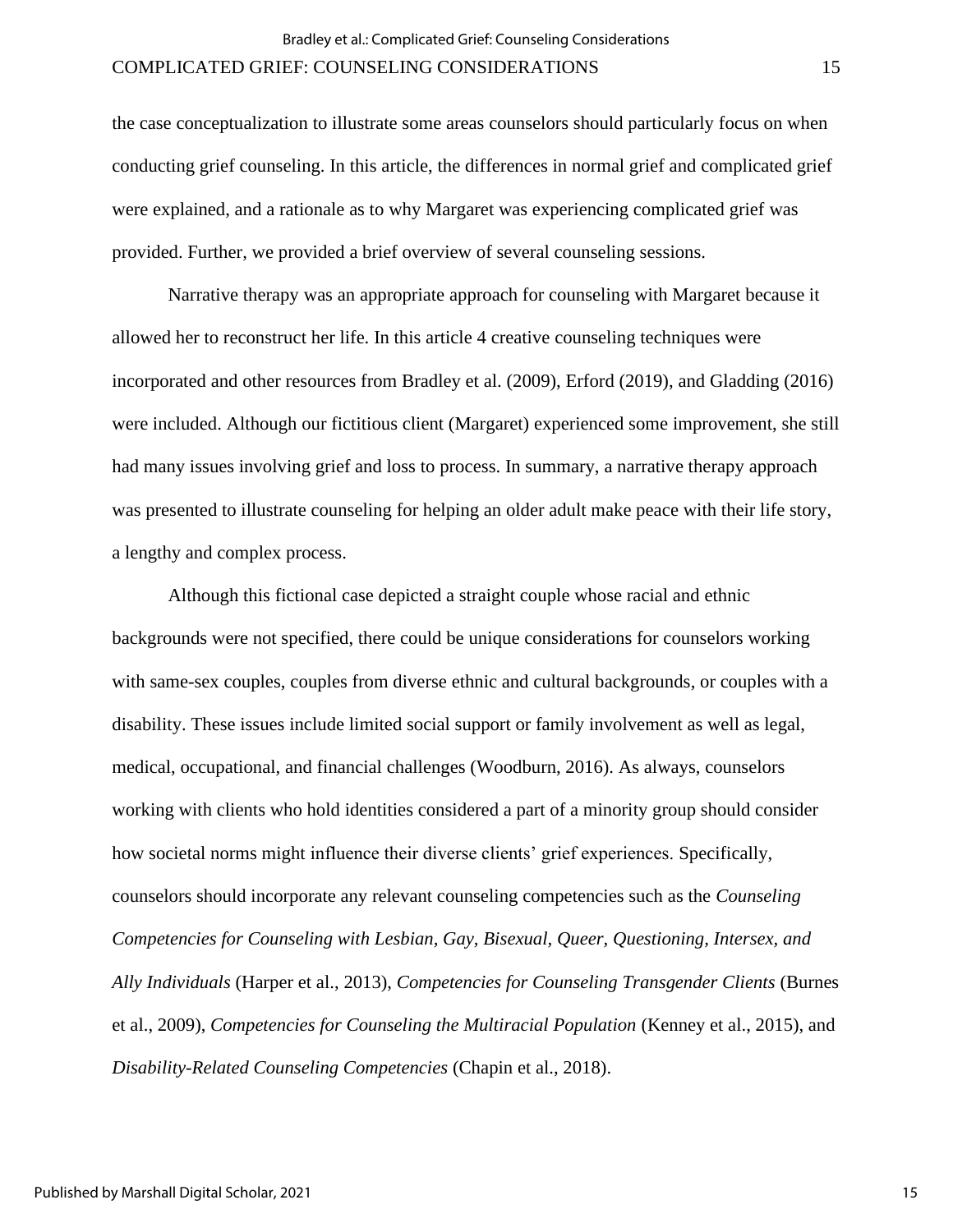the case conceptualization to illustrate some areas counselors should particularly focus on when conducting grief counseling. In this article, the differences in normal grief and complicated grief were explained, and a rationale as to why Margaret was experiencing complicated grief was provided. Further, we provided a brief overview of several counseling sessions.

Narrative therapy was an appropriate approach for counseling with Margaret because it allowed her to reconstruct her life. In this article 4 creative counseling techniques were incorporated and other resources from Bradley et al. (2009), Erford (2019), and Gladding (2016) were included. Although our fictitious client (Margaret) experienced some improvement, she still had many issues involving grief and loss to process. In summary, a narrative therapy approach was presented to illustrate counseling for helping an older adult make peace with their life story, a lengthy and complex process.

Although this fictional case depicted a straight couple whose racial and ethnic backgrounds were not specified, there could be unique considerations for counselors working with same-sex couples, couples from diverse ethnic and cultural backgrounds, or couples with a disability. These issues include limited social support or family involvement as well as legal, medical, occupational, and financial challenges (Woodburn, 2016). As always, counselors working with clients who hold identities considered a part of a minority group should consider how societal norms might influence their diverse clients' grief experiences. Specifically, counselors should incorporate any relevant counseling competencies such as the *Counseling Competencies for Counseling with Lesbian, Gay, Bisexual, Queer, Questioning, Intersex, and Ally Individuals* (Harper et al., 2013), *Competencies for Counseling Transgender Clients* (Burnes et al., 2009), *Competencies for Counseling the Multiracial Population* (Kenney et al., 2015), and *Disability-Related Counseling Competencies* (Chapin et al., 2018).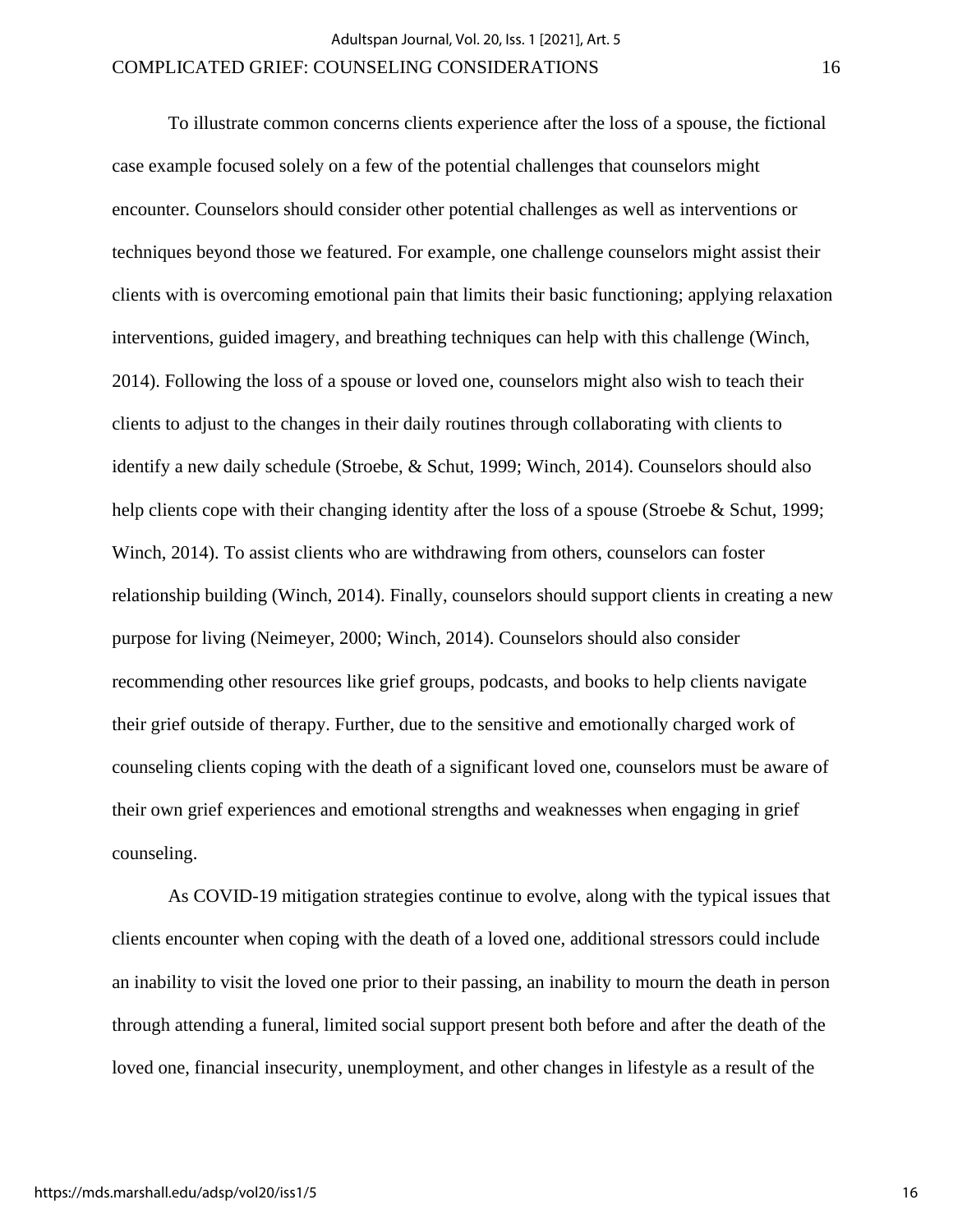To illustrate common concerns clients experience after the loss of a spouse, the fictional case example focused solely on a few of the potential challenges that counselors might encounter. Counselors should consider other potential challenges as well as interventions or techniques beyond those we featured. For example, one challenge counselors might assist their clients with is overcoming emotional pain that limits their basic functioning; applying relaxation interventions, guided imagery, and breathing techniques can help with this challenge (Winch, 2014). Following the loss of a spouse or loved one, counselors might also wish to teach their clients to adjust to the changes in their daily routines through collaborating with clients to identify a new daily schedule (Stroebe, & Schut, 1999; Winch, 2014). Counselors should also help clients cope with their changing identity after the loss of a spouse (Stroebe & Schut, 1999; Winch, 2014). To assist clients who are withdrawing from others, counselors can foster relationship building (Winch, 2014). Finally, counselors should support clients in creating a new purpose for living (Neimeyer, 2000; Winch, 2014). Counselors should also consider recommending other resources like grief groups, podcasts, and books to help clients navigate their grief outside of therapy. Further, due to the sensitive and emotionally charged work of counseling clients coping with the death of a significant loved one, counselors must be aware of their own grief experiences and emotional strengths and weaknesses when engaging in grief counseling.

As COVID-19 mitigation strategies continue to evolve, along with the typical issues that clients encounter when coping with the death of a loved one, additional stressors could include an inability to visit the loved one prior to their passing, an inability to mourn the death in person through attending a funeral, limited social support present both before and after the death of the loved one, financial insecurity, unemployment, and other changes in lifestyle as a result of the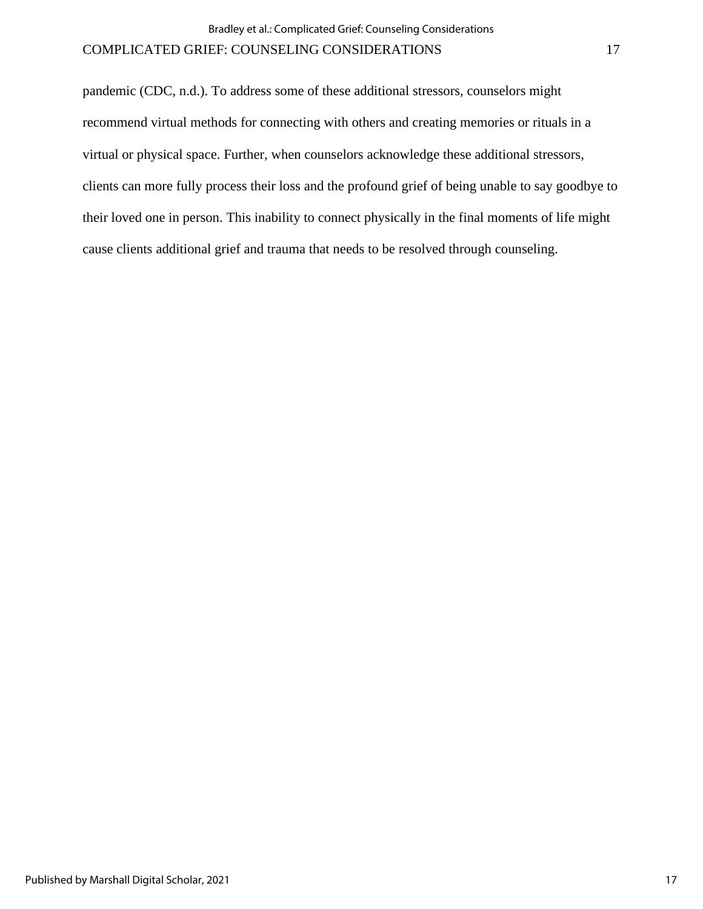pandemic (CDC, n.d.). To address some of these additional stressors, counselors might recommend virtual methods for connecting with others and creating memories or rituals in a virtual or physical space. Further, when counselors acknowledge these additional stressors, clients can more fully process their loss and the profound grief of being unable to say goodbye to their loved one in person. This inability to connect physically in the final moments of life might cause clients additional grief and trauma that needs to be resolved through counseling.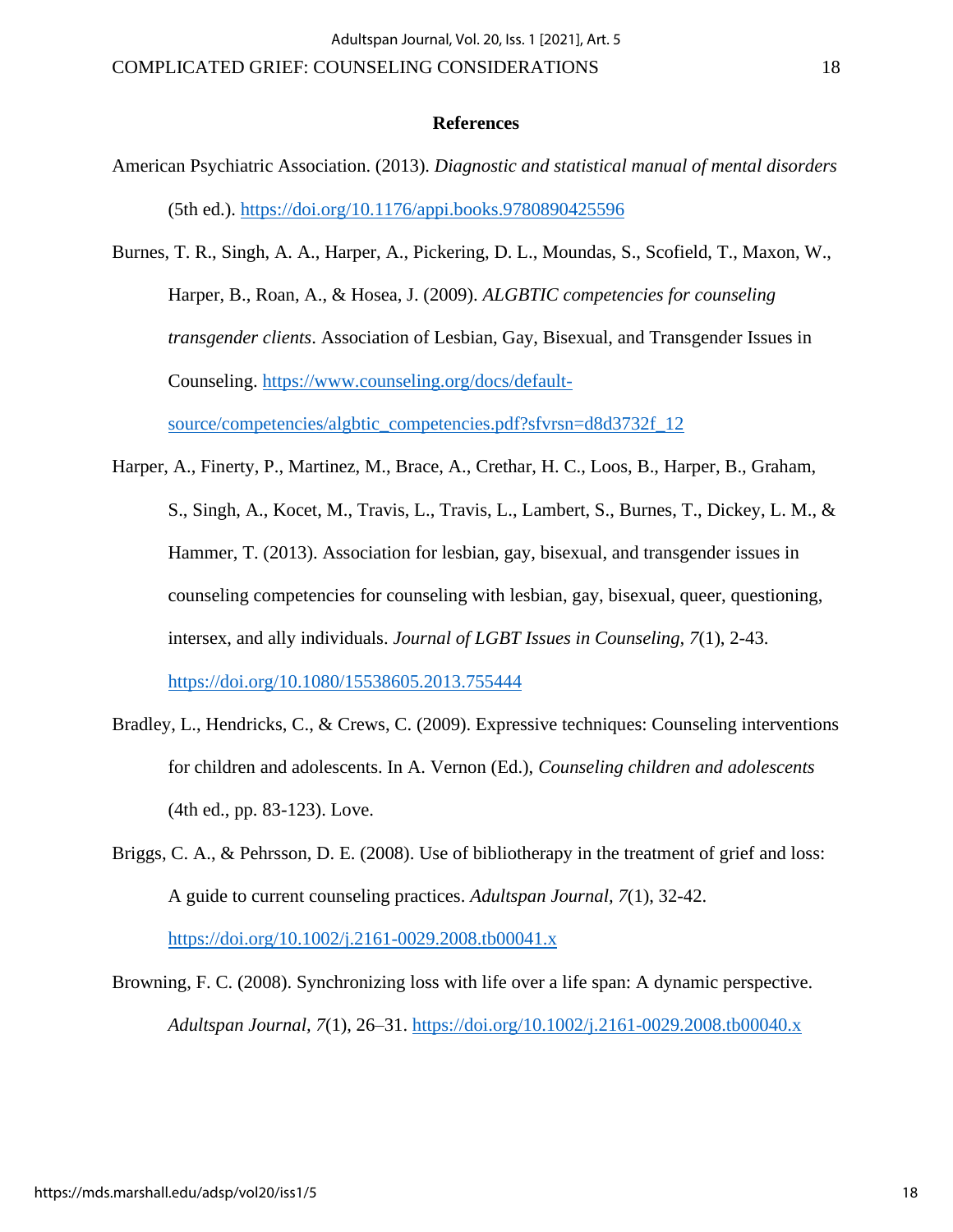## References

American Psychiatric Association. (2013). *Diagnostic and statistical manual of mental disorders* (5th ed.). https://doi.org/10.1176/appi.books.9780890425596

Burnes, T. R., Singh, A. A., Harper, A., Pickering, D. L., Moundas, S., Scofield, T., Maxon, W., Harper, B., Roan, A., & Hosea, J. (2009). *ALGBTIC competencies for counseling transgender clients*. Association of Lesbian, Gay, Bisexual, and Transgender Issues in Counseling. https://www.counseling.org/docs/default-source/competencies/algbtic_competencies.pdf?sfvrsn=d8d3732f_12

Harper, A., Finerty, P., Martinez, M., Brace, A., Crethar, H. C., Loos, B., Harper, B., Graham, S., Singh, A., Kocet, M., Travis, L., Travis, L., Lambert, S., Burnes, T., Dickey, L. M., & Hammer, T. (2013). Association for lesbian, gay, bisexual, and transgender issues in counseling competencies for counseling with lesbian, gay, bisexual, queer, questioning, intersex, and ally individuals. *Journal of LGBT Issues in Counseling, 7*(1), 2-43. https://doi.org/10.1080/15538605.2013.755444

Bradley, L., Hendricks, C., & Crews, C. (2009). Expressive techniques: Counseling interventions for children and adolescents. In A. Vernon (Ed.), *Counseling children and adolescents* (4th ed., pp. 83-123). Love.

Briggs, C. A., & Pehrsson, D. E. (2008). Use of bibliotherapy in the treatment of grief and loss: A guide to current counseling practices. *Adultspan Journal, 7*(1), 32-42. https://doi.org/10.1002/j.2161-0029.2008.tb00041.x

Browning, F. C. (2008). Synchronizing loss with life over a life span: A dynamic perspective. *Adultspan Journal, 7*(1), 26–31. https://doi.org/10.1002/j.2161-0029.2008.tb00040.x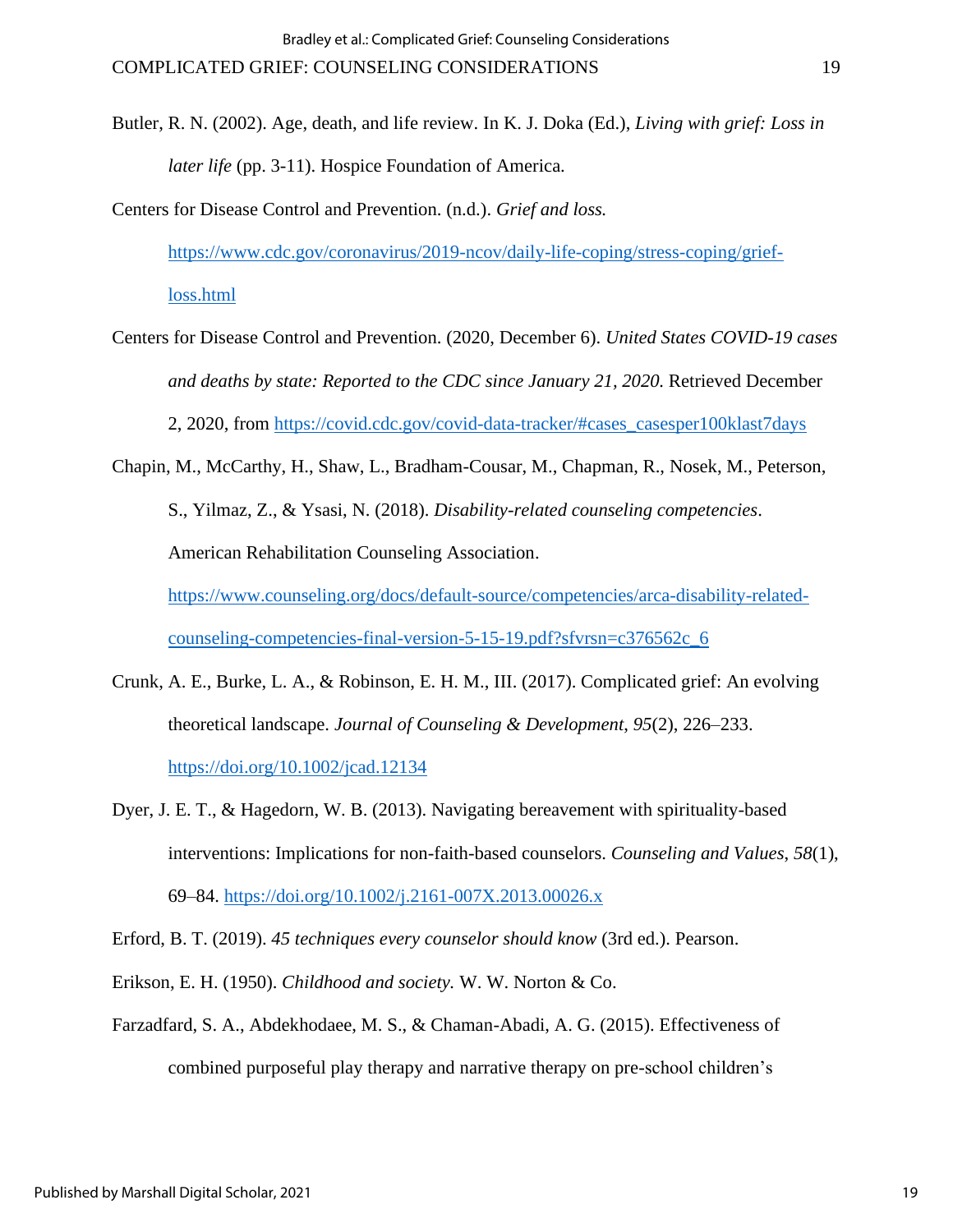Butler, R. N. (2002). Age, death, and life review. In K. J. Doka (Ed.), *Living with grief: Loss in later life* (pp. 3-11). Hospice Foundation of America.

Centers for Disease Control and Prevention. (n.d.). *Grief and loss.* https://www.cdc.gov/coronavirus/2019-ncov/daily-life-coping/stress-coping/grief-loss.html

Centers for Disease Control and Prevention. (2020, December 6). *United States COVID-19 cases and deaths by state: Reported to the CDC since January 21, 2020.* Retrieved December 2, 2020, from https://covid.cdc.gov/covid-data-tracker/#cases_casesper100klast7days

Chapin, M., McCarthy, H., Shaw, L., Bradham-Cousar, M., Chapman, R., Nosek, M., Peterson, S., Yilmaz, Z., & Ysasi, N. (2018). *Disability-related counseling competencies*. American Rehabilitation Counseling Association. https://www.counseling.org/docs/default-source/competencies/arca-disability-related-counseling-competencies-final-version-5-15-19.pdf?sfvrsn=c376562c_6

Crunk, A. E., Burke, L. A., & Robinson, E. H. M., III. (2017). Complicated grief: An evolving theoretical landscape. *Journal of Counseling & Development*, *95*(2), 226–233. https://doi.org/10.1002/jcad.12134

Dyer, J. E. T., & Hagedorn, W. B. (2013). Navigating bereavement with spirituality-based interventions: Implications for non-faith-based counselors. *Counseling and Values*, *58*(1), 69–84. https://doi.org/10.1002/j.2161-007X.2013.00026.x

Erford, B. T. (2019). *45 techniques every counselor should know* (3rd ed.). Pearson.

Erikson, E. H. (1950). *Childhood and society.* W. W. Norton & Co.

Farzadfard, S. A., Abdekhodaee, M. S., & Chaman-Abadi, A. G. (2015). Effectiveness of combined purposeful play therapy and narrative therapy on pre-school children's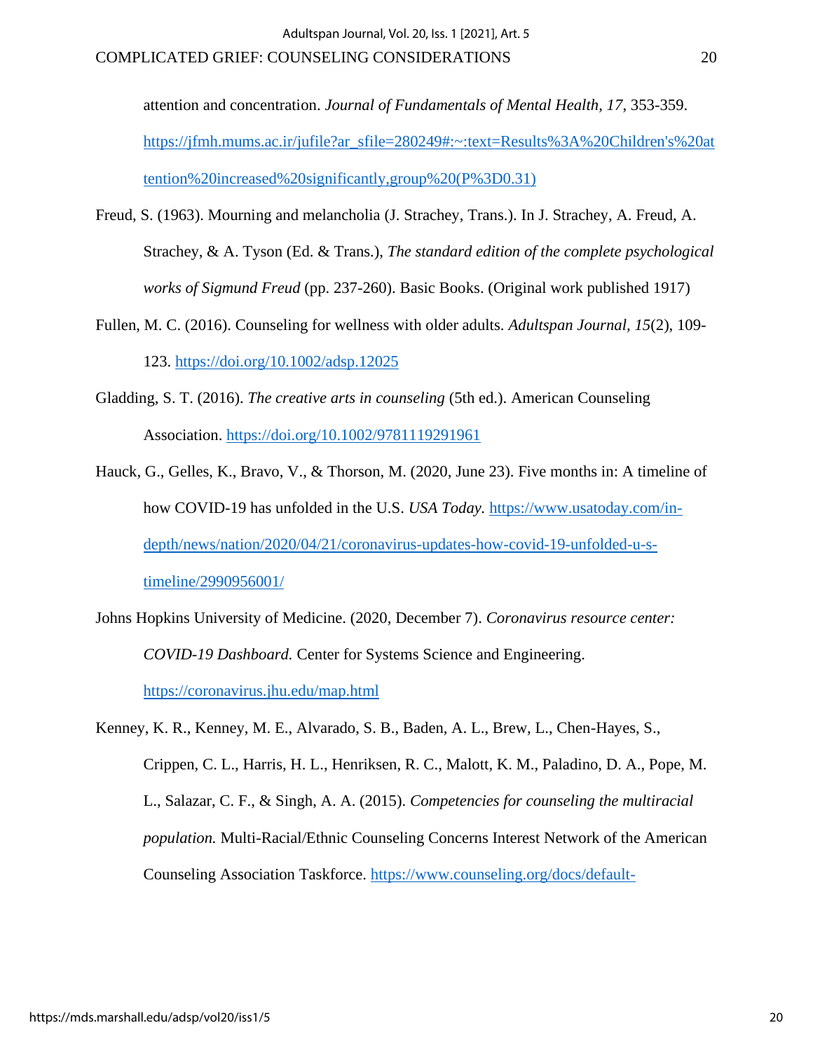attention and concentration. *Journal of Fundamentals of Mental Health, 17*, 353-359. https://jfmh.mums.ac.ir/jufile?ar_sfile=280249#:~:text=Results%3A%20Children's%20attention%20increased%20significantly,group%20(P%3D0.31)

Freud, S. (1963). Mourning and melancholia (J. Strachey, Trans.). In J. Strachey, A. Freud, A. Strachey, & A. Tyson (Ed. & Trans.), *The standard edition of the complete psychological works of Sigmund Freud* (pp. 237-260). Basic Books. (Original work published 1917)

Fullen, M. C. (2016). Counseling for wellness with older adults. *Adultspan Journal, 15*(2), 109-123. https://doi.org/10.1002/adsp.12025

Gladding, S. T. (2016). *The creative arts in counseling* (5th ed.). American Counseling Association. https://doi.org/10.1002/9781119291961

Hauck, G., Gelles, K., Bravo, V., & Thorson, M. (2020, June 23). Five months in: A timeline of how COVID-19 has unfolded in the U.S. *USA Today.* https://www.usatoday.com/in-depth/news/nation/2020/04/21/coronavirus-updates-how-covid-19-unfolded-u-s-timeline/2990956001/

Johns Hopkins University of Medicine. (2020, December 7). *Coronavirus resource center: COVID-19 Dashboard.* Center for Systems Science and Engineering. https://coronavirus.jhu.edu/map.html

Kenney, K. R., Kenney, M. E., Alvarado, S. B., Baden, A. L., Brew, L., Chen-Hayes, S., Crippen, C. L., Harris, H. L., Henriksen, R. C., Malott, K. M., Paladino, D. A., Pope, M. L., Salazar, C. F., & Singh, A. A. (2015). *Competencies for counseling the multiracial population.* Multi-Racial/Ethnic Counseling Concerns Interest Network of the American Counseling Association Taskforce. https://www.counseling.org/docs/default-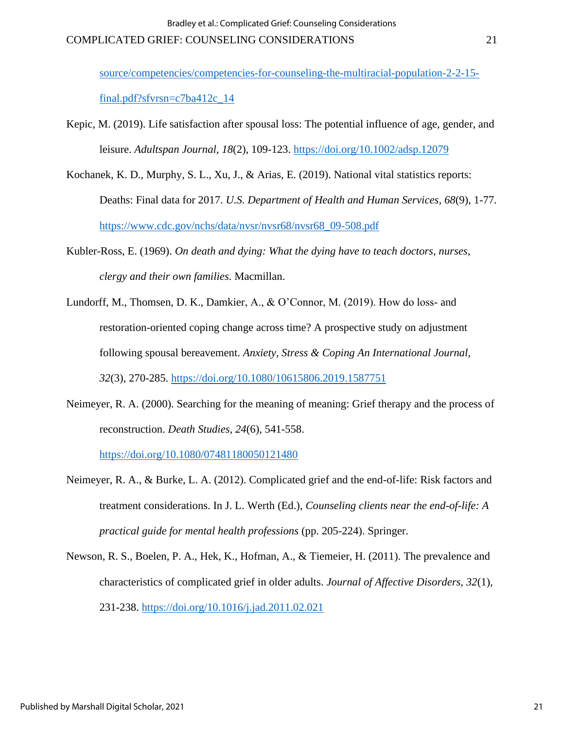source/competencies/competencies-for-counseling-the-multiracial-population-2-2-15-final.pdf?sfvrsn=c7ba412c_14

Kepic, M. (2019). Life satisfaction after spousal loss: The potential influence of age, gender, and leisure. *Adultspan Journal, 18*(2), 109-123. https://doi.org/10.1002/adsp.12079

Kochanek, K. D., Murphy, S. L., Xu, J., & Arias, E. (2019). National vital statistics reports: Deaths: Final data for 2017. *U.S. Department of Health and Human Services, 68*(9), 1-77. https://www.cdc.gov/nchs/data/nvsr/nvsr68/nvsr68_09-508.pdf

Kubler-Ross, E. (1969). *On death and dying: What the dying have to teach doctors, nurses, clergy and their own families.* Macmillan.

Lundorff, M., Thomsen, D. K., Damkier, A., & O'Connor, M. (2019). How do loss- and restoration-oriented coping change across time? A prospective study on adjustment following spousal bereavement. *Anxiety, Stress & Coping An International Journal, 32*(3), 270-285. https://doi.org/10.1080/10615806.2019.1587751

Neimeyer, R. A. (2000). Searching for the meaning of meaning: Grief therapy and the process of reconstruction. *Death Studies, 24*(6), 541-558. https://doi.org/10.1080/07481180050121480

Neimeyer, R. A., & Burke, L. A. (2012). Complicated grief and the end-of-life: Risk factors and treatment considerations. In J. L. Werth (Ed.), *Counseling clients near the end-of-life: A practical guide for mental health professions* (pp. 205-224). Springer.

Newson, R. S., Boelen, P. A., Hek, K., Hofman, A., & Tiemeier, H. (2011). The prevalence and characteristics of complicated grief in older adults. *Journal of Affective Disorders, 32*(1), 231-238. https://doi.org/10.1016/j.jad.2011.02.021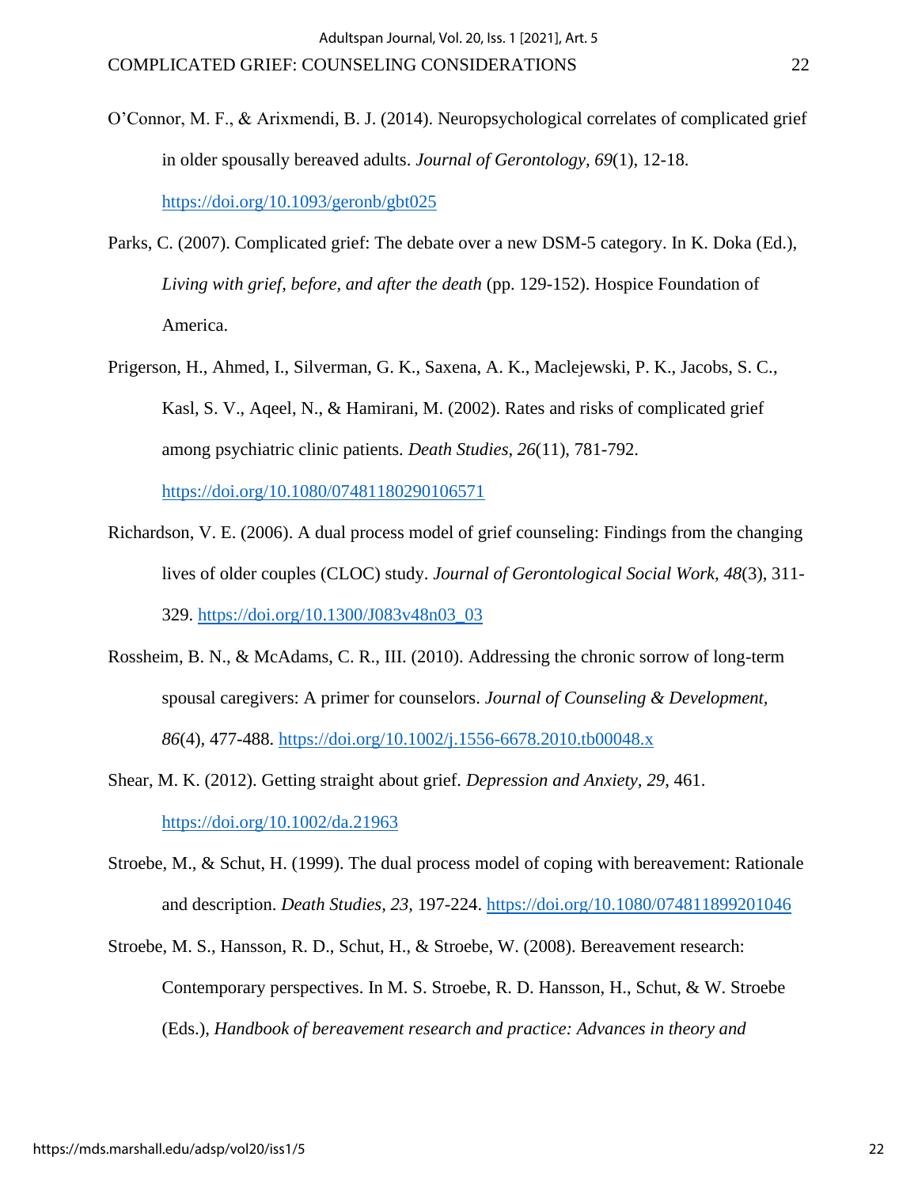O'Connor, M. F., & Arixmendi, B. J. (2014). Neuropsychological correlates of complicated grief in older spousally bereaved adults. *Journal of Gerontology, 69*(1), 12-18. https://doi.org/10.1093/geronb/gbt025

Parks, C. (2007). Complicated grief: The debate over a new DSM-5 category. In K. Doka (Ed.), *Living with grief, before, and after the death* (pp. 129-152). Hospice Foundation of America.

Prigerson, H., Ahmed, I., Silverman, G. K., Saxena, A. K., Maclejewski, P. K., Jacobs, S. C., Kasl, S. V., Aqeel, N., & Hamirani, M. (2002). Rates and risks of complicated grief among psychiatric clinic patients. *Death Studies, 26*(11), 781-792. https://doi.org/10.1080/07481180290106571

Richardson, V. E. (2006). A dual process model of grief counseling: Findings from the changing lives of older couples (CLOC) study. *Journal of Gerontological Social Work, 48*(3), 311-329. https://doi.org/10.1300/J083v48n03_03

Rossheim, B. N., & McAdams, C. R., III. (2010). Addressing the chronic sorrow of long-term spousal caregivers: A primer for counselors. *Journal of Counseling & Development, 86*(4), 477-488. https://doi.org/10.1002/j.1556-6678.2010.tb00048.x

Shear, M. K. (2012). Getting straight about grief. *Depression and Anxiety, 29*, 461. https://doi.org/10.1002/da.21963

Stroebe, M., & Schut, H. (1999). The dual process model of coping with bereavement: Rationale and description. *Death Studies, 23*, 197-224. https://doi.org/10.1080/074811899201046

Stroebe, M. S., Hansson, R. D., Schut, H., & Stroebe, W. (2008). Bereavement research: Contemporary perspectives. In M. S. Stroebe, R. D. Hansson, H., Schut, & W. Stroebe (Eds.), *Handbook of bereavement research and practice: Advances in theory and*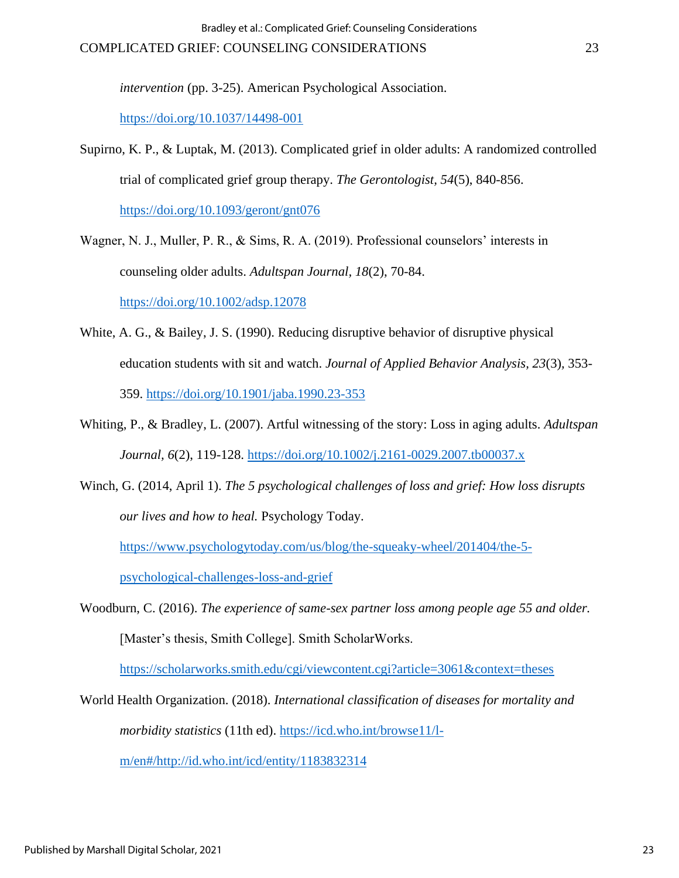*intervention* (pp. 3-25). American Psychological Association. https://doi.org/10.1037/14498-001

Supirno, K. P., & Luptak, M. (2013). Complicated grief in older adults: A randomized controlled trial of complicated grief group therapy. *The Gerontologist, 54*(5), 840-856. https://doi.org/10.1093/geront/gnt076

Wagner, N. J., Muller, P. R., & Sims, R. A. (2019). Professional counselors' interests in counseling older adults. *Adultspan Journal*, *18*(2), 70-84. https://doi.org/10.1002/adsp.12078

White, A. G., & Bailey, J. S. (1990). Reducing disruptive behavior of disruptive physical education students with sit and watch. *Journal of Applied Behavior Analysis, 23*(3), 353-359. https://doi.org/10.1901/jaba.1990.23-353

Whiting, P., & Bradley, L. (2007). Artful witnessing of the story: Loss in aging adults. *Adultspan Journal, 6*(2), 119-128. https://doi.org/10.1002/j.2161-0029.2007.tb00037.x

Winch, G. (2014, April 1). *The 5 psychological challenges of loss and grief: How loss disrupts our lives and how to heal.* Psychology Today. https://www.psychologytoday.com/us/blog/the-squeaky-wheel/201404/the-5-psychological-challenges-loss-and-grief

Woodburn, C. (2016). *The experience of same-sex partner loss among people age 55 and older.* [Master's thesis, Smith College]. Smith ScholarWorks. https://scholarworks.smith.edu/cgi/viewcontent.cgi?article=3061&context=theses

World Health Organization. (2018). *International classification of diseases for mortality and morbidity statistics* (11th ed). https://icd.who.int/browse11/l-m/en#/http://id.who.int/icd/entity/1183832314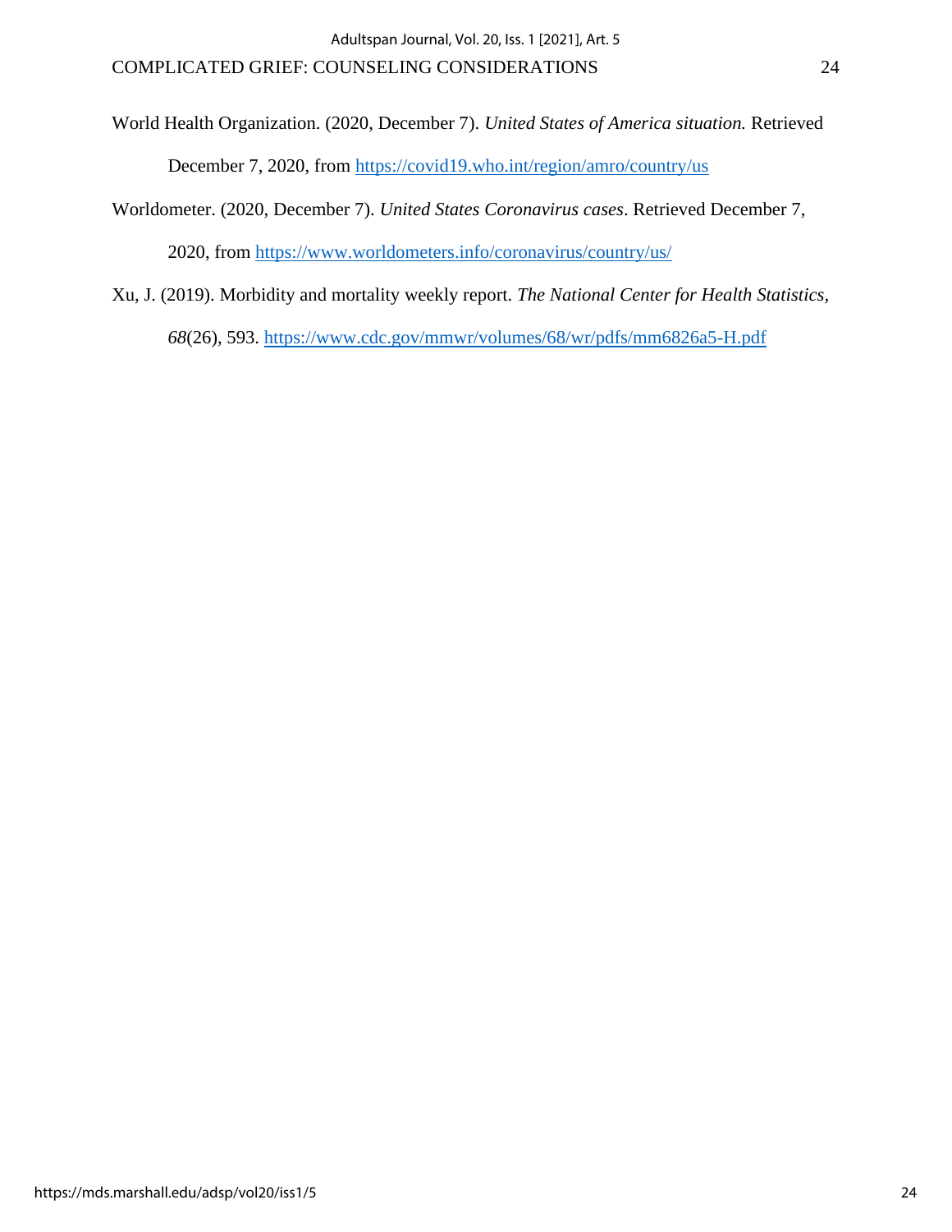World Health Organization. (2020, December 7). *United States of America situation.* Retrieved December 7, 2020, from https://covid19.who.int/region/amro/country/us

Worldometer. (2020, December 7). *United States Coronavirus cases*. Retrieved December 7, 2020, from https://www.worldometers.info/coronavirus/country/us/

Xu, J. (2019). Morbidity and mortality weekly report. *The National Center for Health Statistics*, *68*(26), 593. https://www.cdc.gov/mmwr/volumes/68/wr/pdfs/mm6826a5-H.pdf